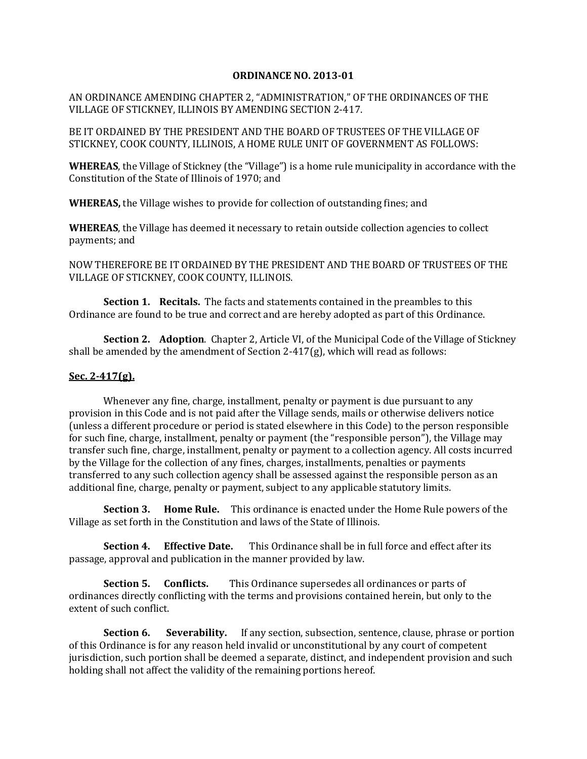# ORDINANCE NO. 2013-01

AN ORDINANCE AMENDING CHAPTER 2, "ADMINISTRATION," OF THE ORDINANCES OF THE VILLAGE OF STICKNEY, ILLINOIS BY AMENDING SECTION 2-417.

BE IT ORDAINED BY THE PRESIDENT AND THE BOARD OF TRUSTEES OF THE VILLAGE OF STICKNEY, COOK COUNTY, ILLINOIS, A HOME RULE UNIT OF GOVERNMENT AS FOLLOWS:

**WHEREAS**, the Village of Stickney (the "Village") is a home rule municipality in accordance with the Constitution of the State of Illinois of 1970; and

**WHEREAS,** the Village wishes to provide for collection of outstanding fines; and

**WHEREAS**, the Village has deemed it necessary to retain outside collection agencies to collect payments; and

NOW THEREFORE BE IT ORDAINED BY THE PRESIDENT AND THE BOARD OF TRUSTEES OF THE VILLAGE OF STICKNEY, COOK COUNTY, ILLINOIS.

**Section 1. Recitals.** The facts and statements contained in the preambles to this Ordinance are found to be true and correct and are hereby adopted as part of this Ordinance.

**Section 2. Adoption**. Chapter 2, Article VI, of the Municipal Code of the Village of Stickney shall be amended by the amendment of Section 2-417(g), which will read as follows:

**<u>Sec. 2-417(g).</u>**

Whenever any fine, charge, installment, penalty or payment is due pursuant to any provision in this Code and is not paid after the Village sends, mails or otherwise delivers notice (unless a different procedure or period is stated elsewhere in this Code) to the person responsible for such fine, charge, installment, penalty or payment (the "responsible person"), the Village may transfer such fine, charge, installment, penalty or payment to a collection agency. All costs incurred by the Village for the collection of any fines, charges, installments, penalties or payments transferred to any such collection agency shall be assessed against the responsible person as an additional fine, charge, penalty or payment, subject to any applicable statutory limits.

**Section 3. Home Rule.** This ordinance is enacted under the Home Rule powers of the Village as set forth in the Constitution and laws of the State of Illinois.

**Section 4. Effective Date.** This Ordinance shall be in full force and effect after its passage, approval and publication in the manner provided by law.

**Section 5. Conflicts.** This Ordinance supersedes all ordinances or parts of ordinances directly conflicting with the terms and provisions contained herein, but only to the extent of such conflict.

**Section 6. Severability.** If any section, subsection, sentence, clause, phrase or portion of this Ordinance is for any reason held invalid or unconstitutional by any court of competent jurisdiction, such portion shall be deemed a separate, distinct, and independent provision and such holding shall not affect the validity of the remaining portions hereof.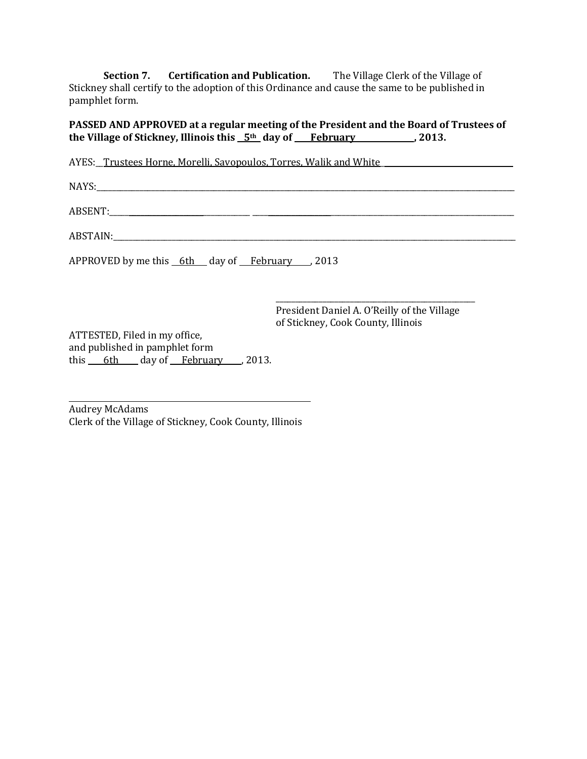**Section 7. Certification and Publication.** The Village Clerk of the Village of Stickney shall certify to the adoption of this Ordinance and cause the same to be published in pamphlet form.

**PASSED AND APPROVED at a regular meeting of the President and the Board of Trustees of the Village of Stickney, Illinois this 5th day of February, 2013.**

AYES: Trustees Horne, Morelli, Savopoulos, Torres, Walik and White

NAYS:

ABSENT:

ABSTAIN:

APPROVED by me this 6th day of February, 2013

President Daniel A. O'Reilly of the Village of Stickney, Cook County, Illinois

ATTESTED, Filed in my office,
and published in pamphlet form
this 6th day of February, 2013.

Audrey McAdams
Clerk of the Village of Stickney, Cook County, Illinois